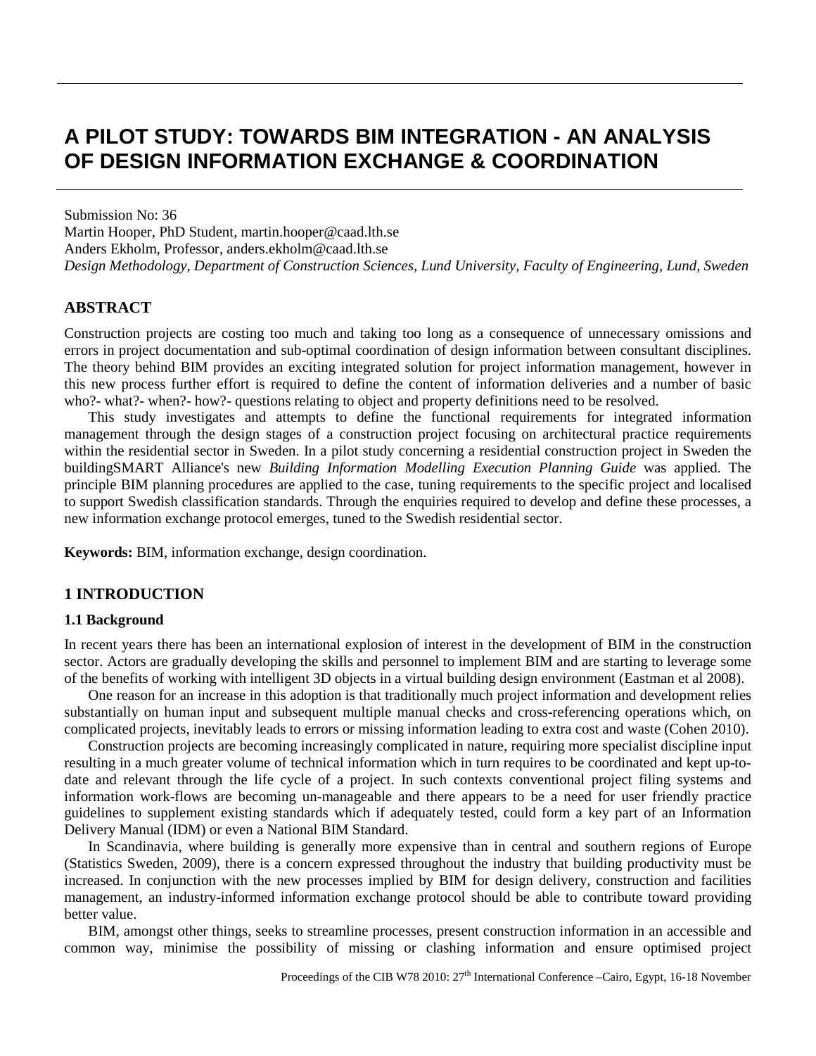# A PILOT STUDY: TOWARDS BIM INTEGRATION - AN ANALYSIS OF DESIGN INFORMATION EXCHANGE & COORDINATION

Submission No: 36
Martin Hooper, PhD Student, martin.hooper@caad.lth.se
Anders Ekholm, Professor, anders.ekholm@caad.lth.se
*Design Methodology, Department of Construction Sciences, Lund University, Faculty of Engineering, Lund, Sweden*

## ABSTRACT

Construction projects are costing too much and taking too long as a consequence of unnecessary omissions and errors in project documentation and sub-optimal coordination of design information between consultant disciplines. The theory behind BIM provides an exciting integrated solution for project information management, however in this new process further effort is required to define the content of information deliveries and a number of basic who?- what?- when?- how?- questions relating to object and property definitions need to be resolved.

This study investigates and attempts to define the functional requirements for integrated information management through the design stages of a construction project focusing on architectural practice requirements within the residential sector in Sweden. In a pilot study concerning a residential construction project in Sweden the buildingSMART Alliance's new *Building Information Modelling Execution Planning Guide* was applied. The principle BIM planning procedures are applied to the case, tuning requirements to the specific project and localised to support Swedish classification standards. Through the enquiries required to develop and define these processes, a new information exchange protocol emerges, tuned to the Swedish residential sector.

**Keywords:** BIM, information exchange, design coordination.

## 1 INTRODUCTION

### 1.1 Background

In recent years there has been an international explosion of interest in the development of BIM in the construction sector. Actors are gradually developing the skills and personnel to implement BIM and are starting to leverage some of the benefits of working with intelligent 3D objects in a virtual building design environment (Eastman et al 2008).

One reason for an increase in this adoption is that traditionally much project information and development relies substantially on human input and subsequent multiple manual checks and cross-referencing operations which, on complicated projects, inevitably leads to errors or missing information leading to extra cost and waste (Cohen 2010).

Construction projects are becoming increasingly complicated in nature, requiring more specialist discipline input resulting in a much greater volume of technical information which in turn requires to be coordinated and kept up-to-date and relevant through the life cycle of a project. In such contexts conventional project filing systems and information work-flows are becoming un-manageable and there appears to be a need for user friendly practice guidelines to supplement existing standards which if adequately tested, could form a key part of an Information Delivery Manual (IDM) or even a National BIM Standard.

In Scandinavia, where building is generally more expensive than in central and southern regions of Europe (Statistics Sweden, 2009), there is a concern expressed throughout the industry that building productivity must be increased. In conjunction with the new processes implied by BIM for design delivery, construction and facilities management, an industry-informed information exchange protocol should be able to contribute toward providing better value.

BIM, amongst other things, seeks to streamline processes, present construction information in an accessible and common way, minimise the possibility of missing or clashing information and ensure optimised project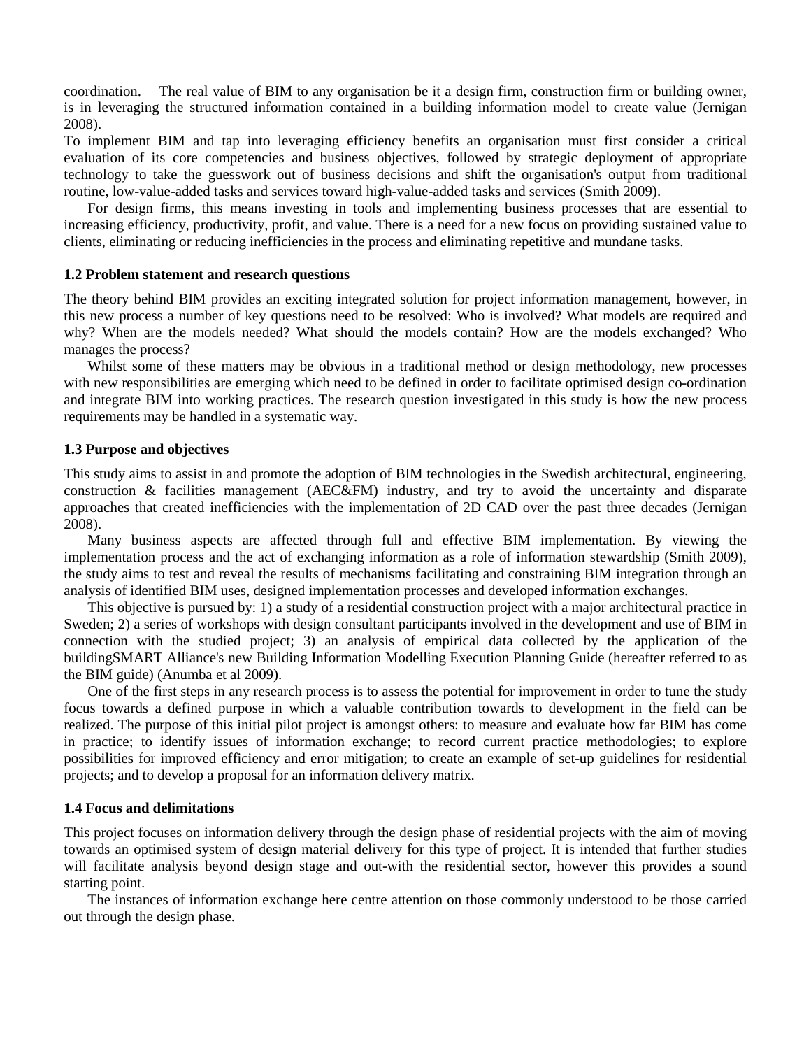coordination. The real value of BIM to any organisation be it a design firm, construction firm or building owner, is in leveraging the structured information contained in a building information model to create value (Jernigan 2008).

To implement BIM and tap into leveraging efficiency benefits an organisation must first consider a critical evaluation of its core competencies and business objectives, followed by strategic deployment of appropriate technology to take the guesswork out of business decisions and shift the organisation's output from traditional routine, low-value-added tasks and services toward high-value-added tasks and services (Smith 2009).

For design firms, this means investing in tools and implementing business processes that are essential to increasing efficiency, productivity, profit, and value. There is a need for a new focus on providing sustained value to clients, eliminating or reducing inefficiencies in the process and eliminating repetitive and mundane tasks.

### 1.2 Problem statement and research questions

The theory behind BIM provides an exciting integrated solution for project information management, however, in this new process a number of key questions need to be resolved: Who is involved? What models are required and why? When are the models needed? What should the models contain? How are the models exchanged? Who manages the process?

Whilst some of these matters may be obvious in a traditional method or design methodology, new processes with new responsibilities are emerging which need to be defined in order to facilitate optimised design co-ordination and integrate BIM into working practices. The research question investigated in this study is how the new process requirements may be handled in a systematic way.

### 1.3 Purpose and objectives

This study aims to assist in and promote the adoption of BIM technologies in the Swedish architectural, engineering, construction & facilities management (AEC&FM) industry, and try to avoid the uncertainty and disparate approaches that created inefficiencies with the implementation of 2D CAD over the past three decades (Jernigan 2008).

Many business aspects are affected through full and effective BIM implementation. By viewing the implementation process and the act of exchanging information as a role of information stewardship (Smith 2009), the study aims to test and reveal the results of mechanisms facilitating and constraining BIM integration through an analysis of identified BIM uses, designed implementation processes and developed information exchanges.

This objective is pursued by: 1) a study of a residential construction project with a major architectural practice in Sweden; 2) a series of workshops with design consultant participants involved in the development and use of BIM in connection with the studied project; 3) an analysis of empirical data collected by the application of the buildingSMART Alliance's new Building Information Modelling Execution Planning Guide (hereafter referred to as the BIM guide) (Anumba et al 2009).

One of the first steps in any research process is to assess the potential for improvement in order to tune the study focus towards a defined purpose in which a valuable contribution towards to development in the field can be realized. The purpose of this initial pilot project is amongst others: to measure and evaluate how far BIM has come in practice; to identify issues of information exchange; to record current practice methodologies; to explore possibilities for improved efficiency and error mitigation; to create an example of set-up guidelines for residential projects; and to develop a proposal for an information delivery matrix.

### 1.4 Focus and delimitations

This project focuses on information delivery through the design phase of residential projects with the aim of moving towards an optimised system of design material delivery for this type of project. It is intended that further studies will facilitate analysis beyond design stage and out-with the residential sector, however this provides a sound starting point.

The instances of information exchange here centre attention on those commonly understood to be those carried out through the design phase.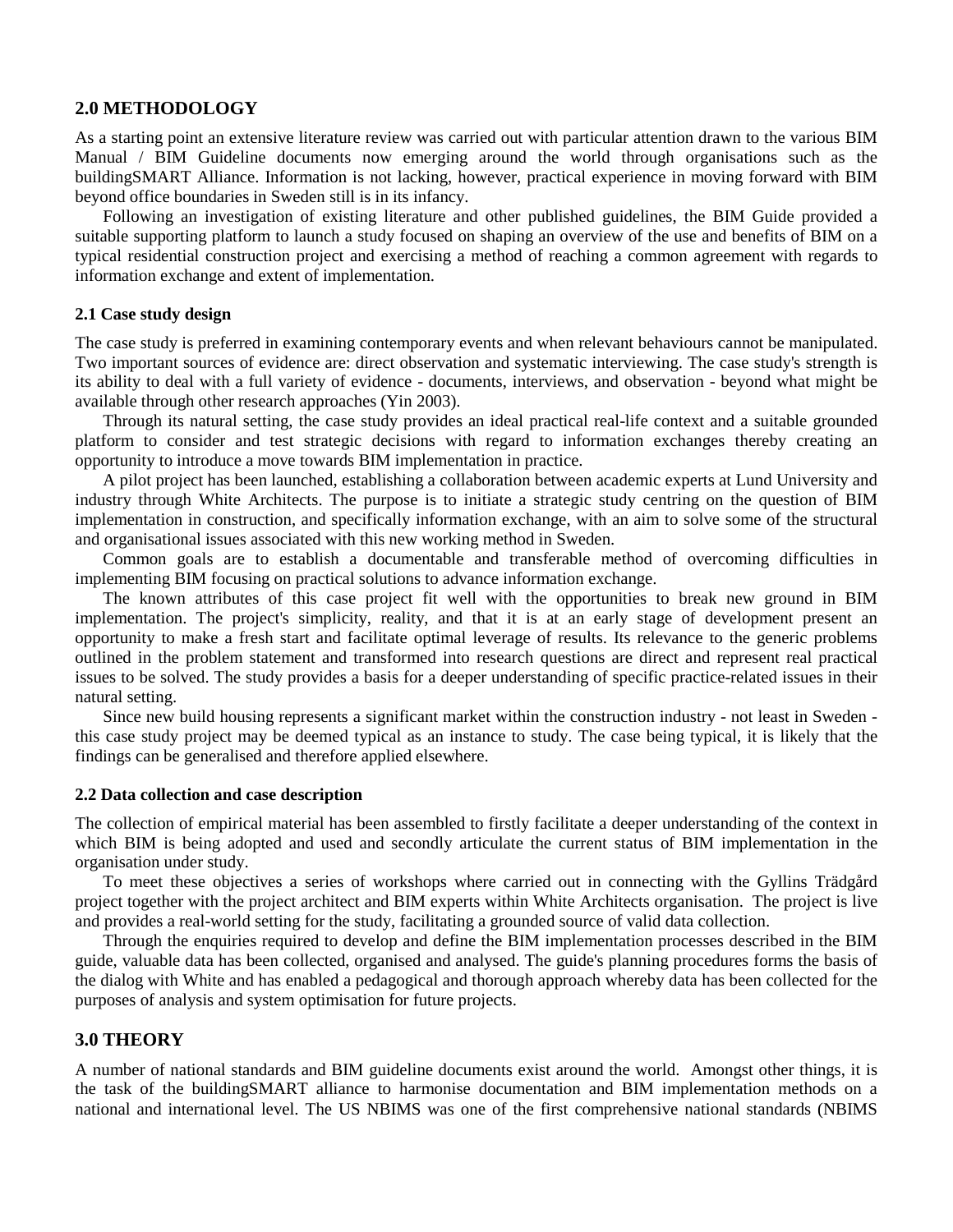## 2.0 METHODOLOGY

As a starting point an extensive literature review was carried out with particular attention drawn to the various BIM Manual / BIM Guideline documents now emerging around the world through organisations such as the buildingSMART Alliance. Information is not lacking, however, practical experience in moving forward with BIM beyond office boundaries in Sweden still is in its infancy.

Following an investigation of existing literature and other published guidelines, the BIM Guide provided a suitable supporting platform to launch a study focused on shaping an overview of the use and benefits of BIM on a typical residential construction project and exercising a method of reaching a common agreement with regards to information exchange and extent of implementation.

### 2.1 Case study design

The case study is preferred in examining contemporary events and when relevant behaviours cannot be manipulated. Two important sources of evidence are: direct observation and systematic interviewing. The case study's strength is its ability to deal with a full variety of evidence - documents, interviews, and observation - beyond what might be available through other research approaches (Yin 2003).

Through its natural setting, the case study provides an ideal practical real-life context and a suitable grounded platform to consider and test strategic decisions with regard to information exchanges thereby creating an opportunity to introduce a move towards BIM implementation in practice.

A pilot project has been launched, establishing a collaboration between academic experts at Lund University and industry through White Architects. The purpose is to initiate a strategic study centring on the question of BIM implementation in construction, and specifically information exchange, with an aim to solve some of the structural and organisational issues associated with this new working method in Sweden.

Common goals are to establish a documentable and transferable method of overcoming difficulties in implementing BIM focusing on practical solutions to advance information exchange.

The known attributes of this case project fit well with the opportunities to break new ground in BIM implementation. The project's simplicity, reality, and that it is at an early stage of development present an opportunity to make a fresh start and facilitate optimal leverage of results. Its relevance to the generic problems outlined in the problem statement and transformed into research questions are direct and represent real practical issues to be solved. The study provides a basis for a deeper understanding of specific practice-related issues in their natural setting.

Since new build housing represents a significant market within the construction industry - not least in Sweden - this case study project may be deemed typical as an instance to study. The case being typical, it is likely that the findings can be generalised and therefore applied elsewhere.

### 2.2 Data collection and case description

The collection of empirical material has been assembled to firstly facilitate a deeper understanding of the context in which BIM is being adopted and used and secondly articulate the current status of BIM implementation in the organisation under study.

To meet these objectives a series of workshops where carried out in connecting with the Gyllins Trädgård project together with the project architect and BIM experts within White Architects organisation. The project is live and provides a real-world setting for the study, facilitating a grounded source of valid data collection.

Through the enquiries required to develop and define the BIM implementation processes described in the BIM guide, valuable data has been collected, organised and analysed. The guide's planning procedures forms the basis of the dialog with White and has enabled a pedagogical and thorough approach whereby data has been collected for the purposes of analysis and system optimisation for future projects.

## 3.0 THEORY

A number of national standards and BIM guideline documents exist around the world. Amongst other things, it is the task of the buildingSMART alliance to harmonise documentation and BIM implementation methods on a national and international level. The US NBIMS was one of the first comprehensive national standards (NBIMS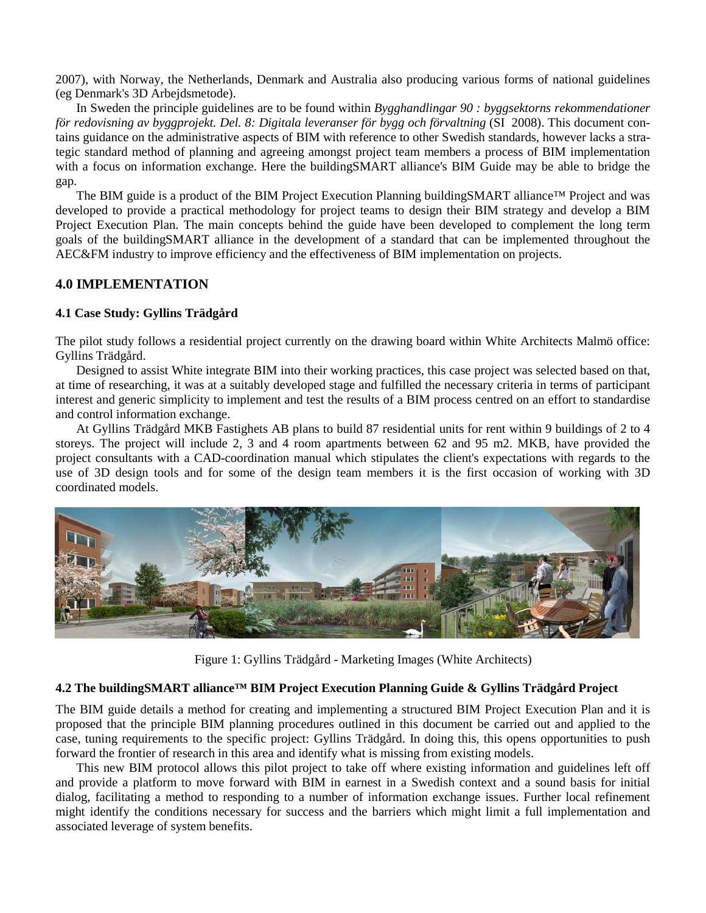2007), with Norway, the Netherlands, Denmark and Australia also producing various forms of national guidelines (eg Denmark's 3D Arbejdsmetode).

In Sweden the principle guidelines are to be found within *Bygghandlingar 90 : byggsektorns rekommendationer för redovisning av byggprojekt. Del. 8: Digitala leveranser för bygg och förvaltning* (SI 2008). This document contains guidance on the administrative aspects of BIM with reference to other Swedish standards, however lacks a strategic standard method of planning and agreeing amongst project team members a process of BIM implementation with a focus on information exchange. Here the buildingSMART alliance's BIM Guide may be able to bridge the gap.

The BIM guide is a product of the BIM Project Execution Planning buildingSMART alliance™ Project and was developed to provide a practical methodology for project teams to design their BIM strategy and develop a BIM Project Execution Plan. The main concepts behind the guide have been developed to complement the long term goals of the buildingSMART alliance in the development of a standard that can be implemented throughout the AEC&FM industry to improve efficiency and the effectiveness of BIM implementation on projects.

## 4.0 IMPLEMENTATION

### 4.1 Case Study: Gyllins Trädgård

The pilot study follows a residential project currently on the drawing board within White Architects Malmö office: Gyllins Trädgård.

Designed to assist White integrate BIM into their working practices, this case project was selected based on that, at time of researching, it was at a suitably developed stage and fulfilled the necessary criteria in terms of participant interest and generic simplicity to implement and test the results of a BIM process centred on an effort to standardise and control information exchange.

At Gyllins Trädgård MKB Fastighets AB plans to build 87 residential units for rent within 9 buildings of 2 to 4 storeys. The project will include 2, 3 and 4 room apartments between 62 and 95 m2. MKB, have provided the project consultants with a CAD-coordination manual which stipulates the client's expectations with regards to the use of 3D design tools and for some of the design team members it is the first occasion of working with 3D coordinated models.

Figure 1: Gyllins Trädgård - Marketing Images (White Architects)

### 4.2 The buildingSMART alliance™ BIM Project Execution Planning Guide & Gyllins Trädgård Project

The BIM guide details a method for creating and implementing a structured BIM Project Execution Plan and it is proposed that the principle BIM planning procedures outlined in this document be carried out and applied to the case, tuning requirements to the specific project: Gyllins Trädgård. In doing this, this opens opportunities to push forward the frontier of research in this area and identify what is missing from existing models.

This new BIM protocol allows this pilot project to take off where existing information and guidelines left off and provide a platform to move forward with BIM in earnest in a Swedish context and a sound basis for initial dialog, facilitating a method to responding to a number of information exchange issues. Further local refinement might identify the conditions necessary for success and the barriers which might limit a full implementation and associated leverage of system benefits.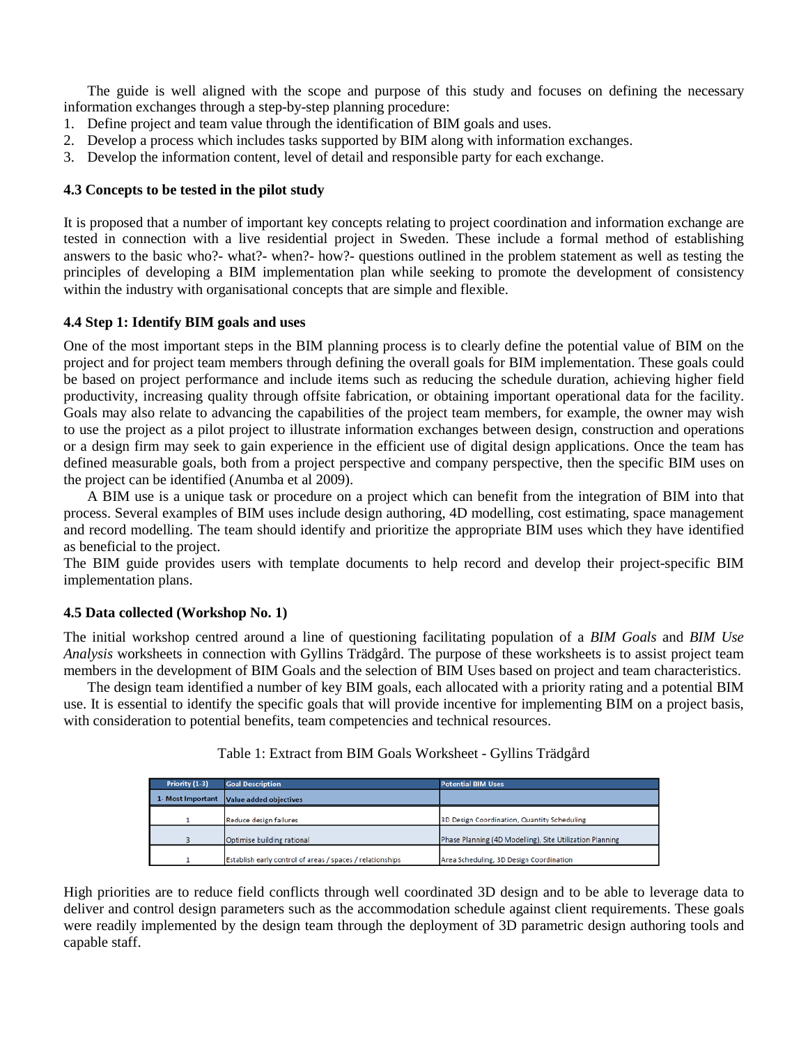The guide is well aligned with the scope and purpose of this study and focuses on defining the necessary information exchanges through a step-by-step planning procedure:

1. Define project and team value through the identification of BIM goals and uses.
2. Develop a process which includes tasks supported by BIM along with information exchanges.
3. Develop the information content, level of detail and responsible party for each exchange.

### 4.3 Concepts to be tested in the pilot study

It is proposed that a number of important key concepts relating to project coordination and information exchange are tested in connection with a live residential project in Sweden. These include a formal method of establishing answers to the basic who?- what?- when?- how?- questions outlined in the problem statement as well as testing the principles of developing a BIM implementation plan while seeking to promote the development of consistency within the industry with organisational concepts that are simple and flexible.

### 4.4 Step 1: Identify BIM goals and uses

One of the most important steps in the BIM planning process is to clearly define the potential value of BIM on the project and for project team members through defining the overall goals for BIM implementation. These goals could be based on project performance and include items such as reducing the schedule duration, achieving higher field productivity, increasing quality through offsite fabrication, or obtaining important operational data for the facility. Goals may also relate to advancing the capabilities of the project team members, for example, the owner may wish to use the project as a pilot project to illustrate information exchanges between design, construction and operations or a design firm may seek to gain experience in the efficient use of digital design applications. Once the team has defined measurable goals, both from a project perspective and company perspective, then the specific BIM uses on the project can be identified (Anumba et al 2009).

A BIM use is a unique task or procedure on a project which can benefit from the integration of BIM into that process. Several examples of BIM uses include design authoring, 4D modelling, cost estimating, space management and record modelling. The team should identify and prioritize the appropriate BIM uses which they have identified as beneficial to the project.

The BIM guide provides users with template documents to help record and develop their project-specific BIM implementation plans.

### 4.5 Data collected (Workshop No. 1)

The initial workshop centred around a line of questioning facilitating population of a *BIM Goals* and *BIM Use Analysis* worksheets in connection with Gyllins Trädgård. The purpose of these worksheets is to assist project team members in the development of BIM Goals and the selection of BIM Uses based on project and team characteristics.

The design team identified a number of key BIM goals, each allocated with a priority rating and a potential BIM use. It is essential to identify the specific goals that will provide incentive for implementing BIM on a project basis, with consideration to potential benefits, team competencies and technical resources.

Table 1: Extract from BIM Goals Worksheet - Gyllins Trädgård

| Priority (1-3) | Goal Description | Potential BIM Uses |
|---|---|---|
| 1- Most Important | Value added objectives | |
| 1 | Reduce design failures | 3D Design Coordination, Quantity Scheduling |
| 3 | Optimise building rational | Phase Planning (4D Modelling), Site Utilization Planning |
| 1 | Establish early control of areas / spaces / relationships | Area Scheduling, 3D Design Coordination |

High priorities are to reduce field conflicts through well coordinated 3D design and to be able to leverage data to deliver and control design parameters such as the accommodation schedule against client requirements. These goals were readily implemented by the design team through the deployment of 3D parametric design authoring tools and capable staff.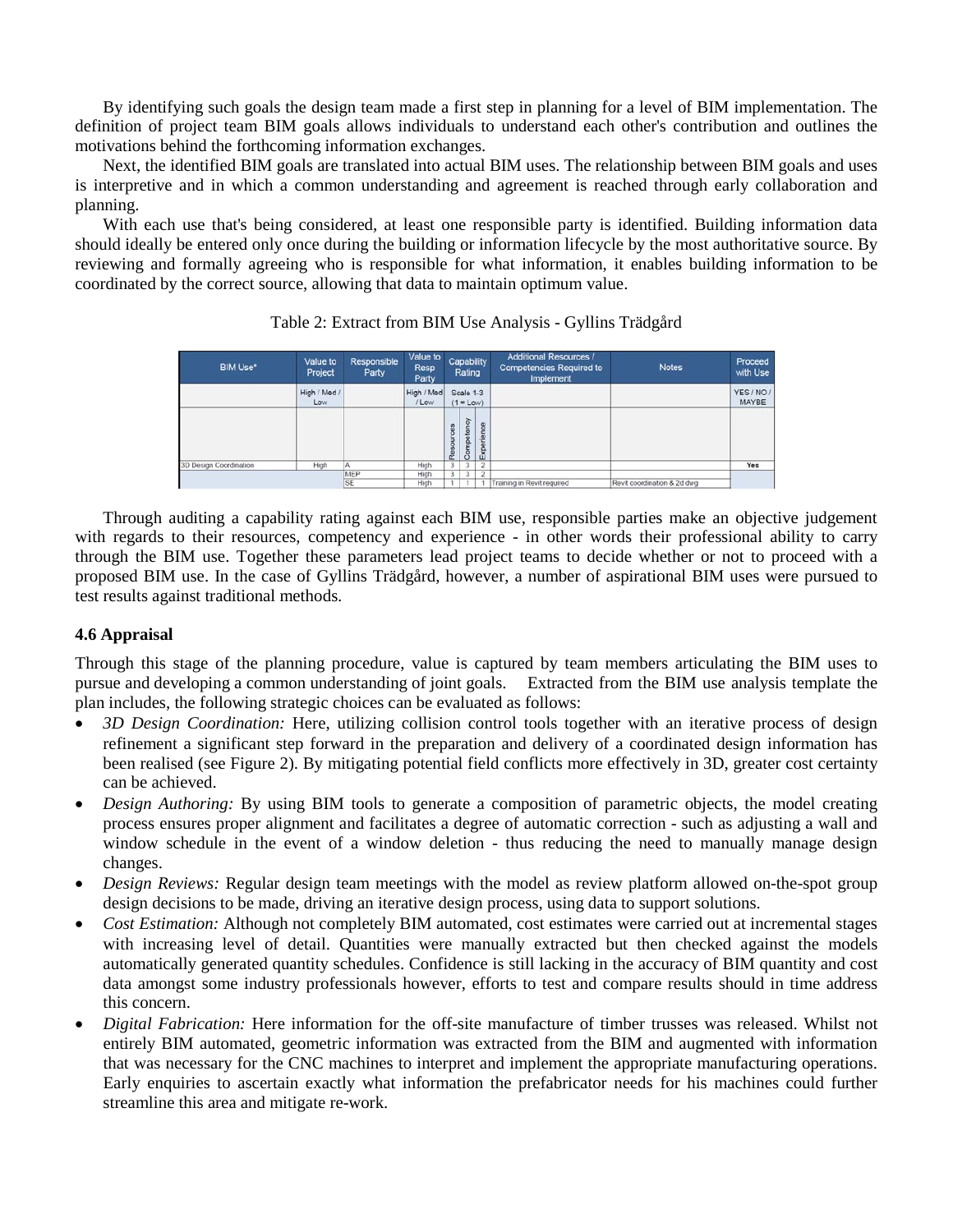By identifying such goals the design team made a first step in planning for a level of BIM implementation. The definition of project team BIM goals allows individuals to understand each other's contribution and outlines the motivations behind the forthcoming information exchanges.

Next, the identified BIM goals are translated into actual BIM uses. The relationship between BIM goals and uses is interpretive and in which a common understanding and agreement is reached through early collaboration and planning.

With each use that's being considered, at least one responsible party is identified. Building information data should ideally be entered only once during the building or information lifecycle by the most authoritative source. By reviewing and formally agreeing who is responsible for what information, it enables building information to be coordinated by the correct source, allowing that data to maintain optimum value.

Table 2: Extract from BIM Use Analysis - Gyllins Trädgård

| BIM Use* | Value to Project | Responsible Party | Value to Resp Party | Capability Rating | | | Additional Resources / Competencies Required to Implement | Notes | Proceed with Use |
|---|---|---|---|---|---|---|---|---|---|
| | High / Med / Low | | High / Med / Low | Scale 1-3 (1 = Low) | | | | | YES / NO / MAYBE |
| | | | | Resources | Competency | Experience | | | |
| 3D Design Coordination | High | A | High | 3 | 3 | 2 | | | Yes |
| | | MEP | High | 3 | 3 | 2 | | | |
| | | SE | High | 1 | 1 | 1 | Training in Revit required | Revit coordination & 2d dwg | |

Through auditing a capability rating against each BIM use, responsible parties make an objective judgement with regards to their resources, competency and experience - in other words their professional ability to carry through the BIM use. Together these parameters lead project teams to decide whether or not to proceed with a proposed BIM use. In the case of Gyllins Trädgård, however, a number of aspirational BIM uses were pursued to test results against traditional methods.

### 4.6 Appraisal

Through this stage of the planning procedure, value is captured by team members articulating the BIM uses to pursue and developing a common understanding of joint goals. Extracted from the BIM use analysis template the plan includes, the following strategic choices can be evaluated as follows:

- *3D Design Coordination:* Here, utilizing collision control tools together with an iterative process of design refinement a significant step forward in the preparation and delivery of a coordinated design information has been realised (see Figure 2). By mitigating potential field conflicts more effectively in 3D, greater cost certainty can be achieved.
- *Design Authoring:* By using BIM tools to generate a composition of parametric objects, the model creating process ensures proper alignment and facilitates a degree of automatic correction - such as adjusting a wall and window schedule in the event of a window deletion - thus reducing the need to manually manage design changes.
- *Design Reviews:* Regular design team meetings with the model as review platform allowed on-the-spot group design decisions to be made, driving an iterative design process, using data to support solutions.
- *Cost Estimation:* Although not completely BIM automated, cost estimates were carried out at incremental stages with increasing level of detail. Quantities were manually extracted but then checked against the models automatically generated quantity schedules. Confidence is still lacking in the accuracy of BIM quantity and cost data amongst some industry professionals however, efforts to test and compare results should in time address this concern.
- *Digital Fabrication:* Here information for the off-site manufacture of timber trusses was released. Whilst not entirely BIM automated, geometric information was extracted from the BIM and augmented with information that was necessary for the CNC machines to interpret and implement the appropriate manufacturing operations. Early enquiries to ascertain exactly what information the prefabricator needs for his machines could further streamline this area and mitigate re-work.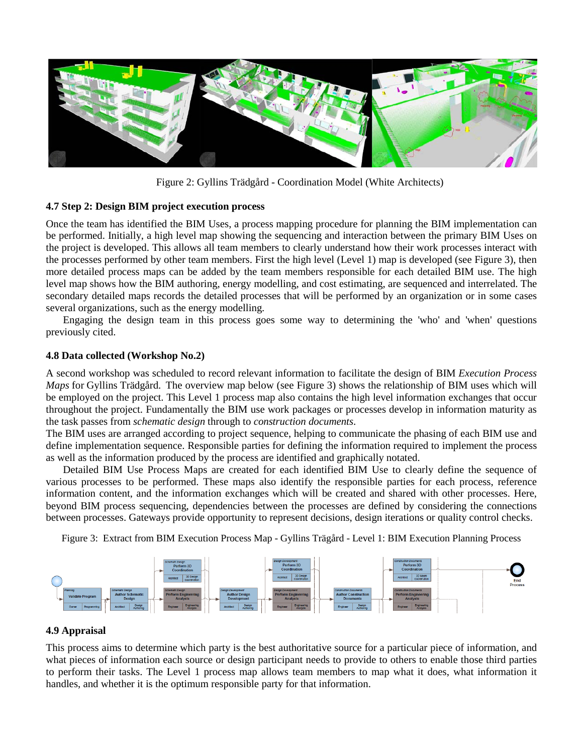Figure 2: Gyllins Trädgård - Coordination Model (White Architects)

### 4.7 Step 2: Design BIM project execution process

Once the team has identified the BIM Uses, a process mapping procedure for planning the BIM implementation can be performed. Initially, a high level map showing the sequencing and interaction between the primary BIM Uses on the project is developed. This allows all team members to clearly understand how their work processes interact with the processes performed by other team members. First the high level (Level 1) map is developed (see Figure 3), then more detailed process maps can be added by the team members responsible for each detailed BIM use. The high level map shows how the BIM authoring, energy modelling, and cost estimating, are sequenced and interrelated. The secondary detailed maps records the detailed processes that will be performed by an organization or in some cases several organizations, such as the energy modelling.

Engaging the design team in this process goes some way to determining the 'who' and 'when' questions previously cited.

### 4.8 Data collected (Workshop No.2)

A second workshop was scheduled to record relevant information to facilitate the design of BIM *Execution Process Maps* for Gyllins Trädgård. The overview map below (see Figure 3) shows the relationship of BIM uses which will be employed on the project. This Level 1 process map also contains the high level information exchanges that occur throughout the project. Fundamentally the BIM use work packages or processes develop in information maturity as the task passes from *schematic design* through to *construction documents*.

The BIM uses are arranged according to project sequence, helping to communicate the phasing of each BIM use and define implementation sequence. Responsible parties for defining the information required to implement the process as well as the information produced by the process are identified and graphically notated.

Detailed BIM Use Process Maps are created for each identified BIM Use to clearly define the sequence of various processes to be performed. These maps also identify the responsible parties for each process, reference information content, and the information exchanges which will be created and shared with other processes. Here, beyond BIM process sequencing, dependencies between the processes are defined by considering the connections between processes. Gateways provide opportunity to represent decisions, design iterations or quality control checks.

Figure 3: Extract from BIM Execution Process Map - Gyllins Trägård - Level 1: BIM Execution Planning Process

### 4.9 Appraisal

This process aims to determine which party is the best authoritative source for a particular piece of information, and what pieces of information each source or design participant needs to provide to others to enable those third parties to perform their tasks. The Level 1 process map allows team members to map what it does, what information it handles, and whether it is the optimum responsible party for that information.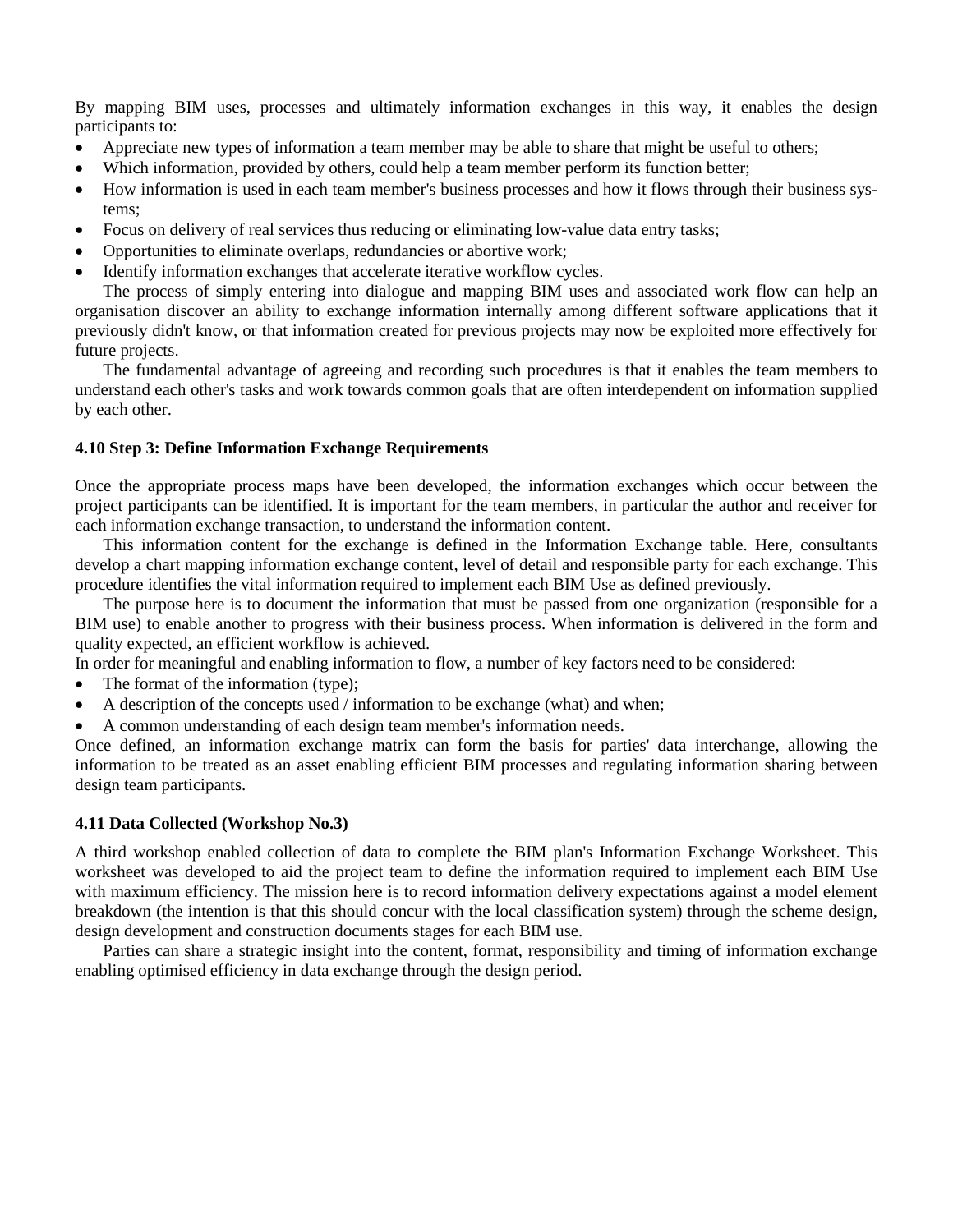By mapping BIM uses, processes and ultimately information exchanges in this way, it enables the design participants to:

- Appreciate new types of information a team member may be able to share that might be useful to others;
- Which information, provided by others, could help a team member perform its function better;
- How information is used in each team member's business processes and how it flows through their business systems;
- Focus on delivery of real services thus reducing or eliminating low-value data entry tasks;
- Opportunities to eliminate overlaps, redundancies or abortive work;
- Identify information exchanges that accelerate iterative workflow cycles.

The process of simply entering into dialogue and mapping BIM uses and associated work flow can help an organisation discover an ability to exchange information internally among different software applications that it previously didn't know, or that information created for previous projects may now be exploited more effectively for future projects.

The fundamental advantage of agreeing and recording such procedures is that it enables the team members to understand each other's tasks and work towards common goals that are often interdependent on information supplied by each other.

### 4.10 Step 3: Define Information Exchange Requirements

Once the appropriate process maps have been developed, the information exchanges which occur between the project participants can be identified. It is important for the team members, in particular the author and receiver for each information exchange transaction, to understand the information content.

This information content for the exchange is defined in the Information Exchange table. Here, consultants develop a chart mapping information exchange content, level of detail and responsible party for each exchange. This procedure identifies the vital information required to implement each BIM Use as defined previously.

The purpose here is to document the information that must be passed from one organization (responsible for a BIM use) to enable another to progress with their business process. When information is delivered in the form and quality expected, an efficient workflow is achieved.

In order for meaningful and enabling information to flow, a number of key factors need to be considered:

- The format of the information (type);
- A description of the concepts used / information to be exchange (what) and when;
- A common understanding of each design team member's information needs.

Once defined, an information exchange matrix can form the basis for parties' data interchange, allowing the information to be treated as an asset enabling efficient BIM processes and regulating information sharing between design team participants.

### 4.11 Data Collected (Workshop No.3)

A third workshop enabled collection of data to complete the BIM plan's Information Exchange Worksheet. This worksheet was developed to aid the project team to define the information required to implement each BIM Use with maximum efficiency. The mission here is to record information delivery expectations against a model element breakdown (the intention is that this should concur with the local classification system) through the scheme design, design development and construction documents stages for each BIM use.

Parties can share a strategic insight into the content, format, responsibility and timing of information exchange enabling optimised efficiency in data exchange through the design period.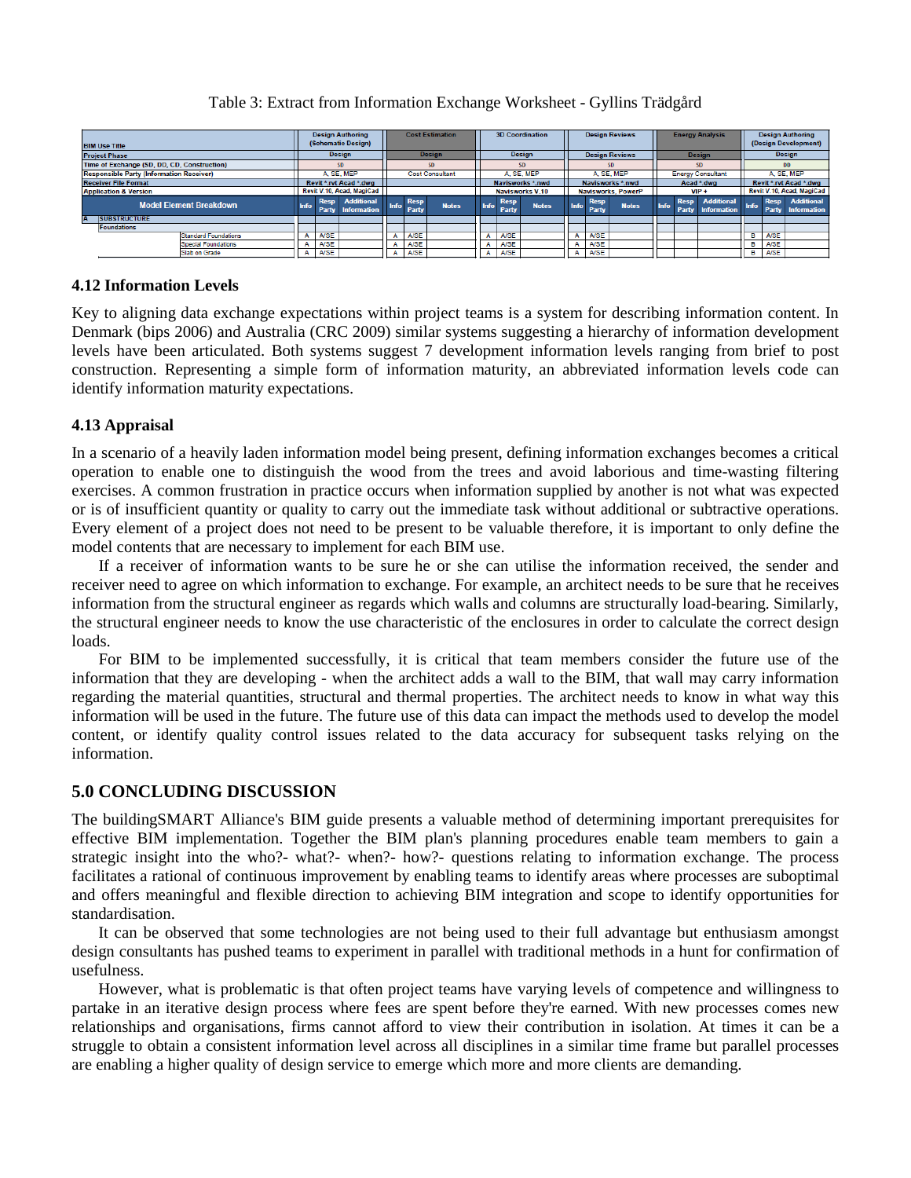Table 3: Extract from Information Exchange Worksheet - Gyllins Trädgård

| BIM Use Title | Design Authoring (Schematic Design) | | | Cost Estimation | | | 3D Coordination | | | Design Reviews | | | Energy Analysis | | | Design Authoring (Design Development) | | |
|---|---|---|---|---|---|---|---|---|---|---|---|---|---|---|---|---|---|---|
| Project Phase | Design | | | Design | | | Design | | | Design Reviews | | | Design | | | Design | | |
| Time of Exchange (SD, DD, CD, Construction) | SD | | | SD | | | SD | | | SD | | | SD | | | DD | | |
| Responsible Party (Information Receiver) | A, SE, MEP | | | Cost Consultant | | | A, SE, MEP | | | A, SE, MEP | | | Energy Consultant | | | A, SE, MEP | | |
| Receiver File Format | Revit *.rvt Acad *.dwg | | | | | | Navisworks *.nwd | | | Navisworks *.nwd | | | Acad *.dwg | | | Revit *.rvt Acad *.dwg | | |
| Application & Version | Revit V.10, Acad, MagiCad | | | | | | Navisworks V.10 | | | Navisworks, PowerP | | | VIP + | | | Revit V.10, Acad, MagiCad | | |
| **Model Element Breakdown** | Info | Resp Party | Additional Information | Info | Resp Party | Notes | Info | Resp Party | Notes | Info | Resp Party | Notes | Info | Resp Party | Additional Information | Info | Resp Party | Additional Information |
| A SUBSTRUCTURE | | | | | | | | | | | | | | | | | | |
| Foundations | | | | | | | | | | | | | | | | | | |
| Standard Foundations | A | A/SE | | A | A/SE | | A | A/SE | | A | A/SE | | | | | B | A/SE | |
| Special Foundations | A | A/SE | | A | A/SE | | A | A/SE | | A | A/SE | | | | | B | A/SE | |
| Slab on Grade | A | A/SE | | A | A/SE | | A | A/SE | | A | A/SE | | | | | B | A/SE | |

### 4.12 Information Levels

Key to aligning data exchange expectations within project teams is a system for describing information content. In Denmark (bips 2006) and Australia (CRC 2009) similar systems suggesting a hierarchy of information development levels have been articulated. Both systems suggest 7 development information levels ranging from brief to post construction. Representing a simple form of information maturity, an abbreviated information levels code can identify information maturity expectations.

### 4.13 Appraisal

In a scenario of a heavily laden information model being present, defining information exchanges becomes a critical operation to enable one to distinguish the wood from the trees and avoid laborious and time-wasting filtering exercises. A common frustration in practice occurs when information supplied by another is not what was expected or is of insufficient quantity or quality to carry out the immediate task without additional or subtractive operations. Every element of a project does not need to be present to be valuable therefore, it is important to only define the model contents that are necessary to implement for each BIM use.

If a receiver of information wants to be sure he or she can utilise the information received, the sender and receiver need to agree on which information to exchange. For example, an architect needs to be sure that he receives information from the structural engineer as regards which walls and columns are structurally load-bearing. Similarly, the structural engineer needs to know the use characteristic of the enclosures in order to calculate the correct design loads.

For BIM to be implemented successfully, it is critical that team members consider the future use of the information that they are developing - when the architect adds a wall to the BIM, that wall may carry information regarding the material quantities, structural and thermal properties. The architect needs to know in what way this information will be used in the future. The future use of this data can impact the methods used to develop the model content, or identify quality control issues related to the data accuracy for subsequent tasks relying on the information.

## 5.0 CONCLUDING DISCUSSION

The buildingSMART Alliance's BIM guide presents a valuable method of determining important prerequisites for effective BIM implementation. Together the BIM plan's planning procedures enable team members to gain a strategic insight into the who?- what?- when?- how?- questions relating to information exchange. The process facilitates a rational of continuous improvement by enabling teams to identify areas where processes are suboptimal and offers meaningful and flexible direction to achieving BIM integration and scope to identify opportunities for standardisation.

It can be observed that some technologies are not being used to their full advantage but enthusiasm amongst design consultants has pushed teams to experiment in parallel with traditional methods in a hunt for confirmation of usefulness.

However, what is problematic is that often project teams have varying levels of competence and willingness to partake in an iterative design process where fees are spent before they're earned. With new processes comes new relationships and organisations, firms cannot afford to view their contribution in isolation. At times it can be a struggle to obtain a consistent information level across all disciplines in a similar time frame but parallel processes are enabling a higher quality of design service to emerge which more and more clients are demanding.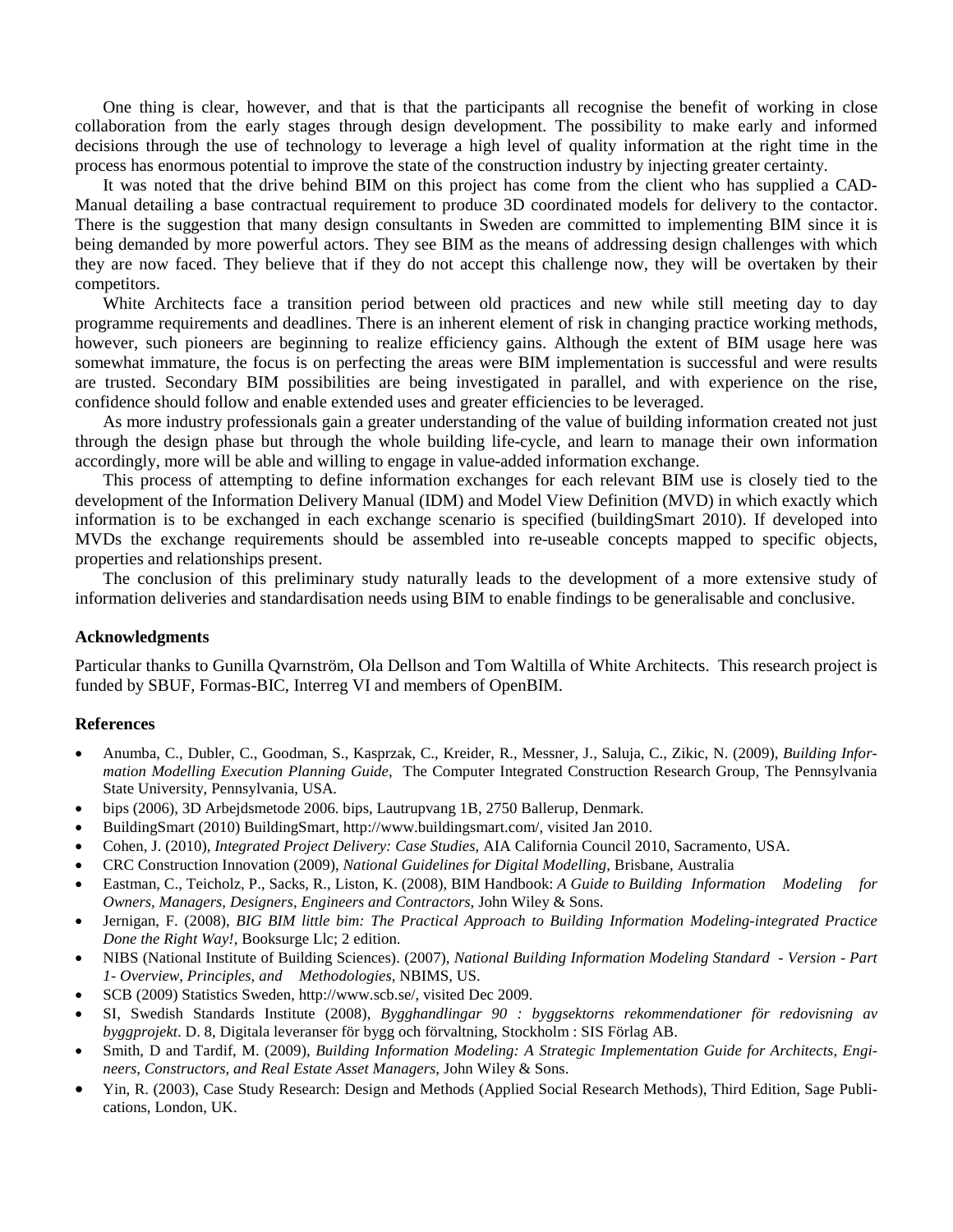One thing is clear, however, and that is that the participants all recognise the benefit of working in close collaboration from the early stages through design development. The possibility to make early and informed decisions through the use of technology to leverage a high level of quality information at the right time in the process has enormous potential to improve the state of the construction industry by injecting greater certainty.

It was noted that the drive behind BIM on this project has come from the client who has supplied a CAD-Manual detailing a base contractual requirement to produce 3D coordinated models for delivery to the contactor. There is the suggestion that many design consultants in Sweden are committed to implementing BIM since it is being demanded by more powerful actors. They see BIM as the means of addressing design challenges with which they are now faced. They believe that if they do not accept this challenge now, they will be overtaken by their competitors.

White Architects face a transition period between old practices and new while still meeting day to day programme requirements and deadlines. There is an inherent element of risk in changing practice working methods, however, such pioneers are beginning to realize efficiency gains. Although the extent of BIM usage here was somewhat immature, the focus is on perfecting the areas were BIM implementation is successful and were results are trusted. Secondary BIM possibilities are being investigated in parallel, and with experience on the rise, confidence should follow and enable extended uses and greater efficiencies to be leveraged.

As more industry professionals gain a greater understanding of the value of building information created not just through the design phase but through the whole building life-cycle, and learn to manage their own information accordingly, more will be able and willing to engage in value-added information exchange.

This process of attempting to define information exchanges for each relevant BIM use is closely tied to the development of the Information Delivery Manual (IDM) and Model View Definition (MVD) in which exactly which information is to be exchanged in each exchange scenario is specified (buildingSmart 2010). If developed into MVDs the exchange requirements should be assembled into re-useable concepts mapped to specific objects, properties and relationships present.

The conclusion of this preliminary study naturally leads to the development of a more extensive study of information deliveries and standardisation needs using BIM to enable findings to be generalisable and conclusive.

### Acknowledgments

Particular thanks to Gunilla Qvarnström, Ola Dellson and Tom Waltilla of White Architects. This research project is funded by SBUF, Formas-BIC, Interreg VI and members of OpenBIM.

### References

- Anumba, C., Dubler, C., Goodman, S., Kasprzak, C., Kreider, R., Messner, J., Saluja, C., Zikic, N. (2009), *Building Information Modelling Execution Planning Guide,* The Computer Integrated Construction Research Group, The Pennsylvania State University, Pennsylvania, USA.
- bips (2006), 3D Arbejdsmetode 2006. bips, Lautrupvang 1B, 2750 Ballerup, Denmark.
- BuildingSmart (2010) BuildingSmart, http://www.buildingsmart.com/, visited Jan 2010.
- Cohen, J. (2010), *Integrated Project Delivery: Case Studies*, AIA California Council 2010, Sacramento, USA.
- CRC Construction Innovation (2009), *National Guidelines for Digital Modelling,* Brisbane, Australia
- Eastman, C., Teicholz, P., Sacks, R., Liston, K. (2008), BIM Handbook: *A Guide to Building Information Modeling for Owners, Managers, Designers, Engineers and Contractors,* John Wiley & Sons.
- Jernigan, F. (2008), *BIG BIM little bim: The Practical Approach to Building Information Modeling-integrated Practice Done the Right Way!*, Booksurge Llc; 2 edition.
- NIBS (National Institute of Building Sciences). (2007), *National Building Information Modeling Standard - Version - Part 1- Overview, Principles, and Methodologies,* NBIMS, US.
- SCB (2009) Statistics Sweden, http://www.scb.se/, visited Dec 2009.
- SI, Swedish Standards Institute (2008), *Bygghandlingar 90 : byggsektorns rekommendationer för redovisning av byggprojekt*. D. 8, Digitala leveranser för bygg och förvaltning, Stockholm : SIS Förlag AB.
- Smith, D and Tardif, M. (2009), *Building Information Modeling: A Strategic Implementation Guide for Architects, Engineers, Constructors, and Real Estate Asset Managers,* John Wiley & Sons.
- Yin, R. (2003), Case Study Research: Design and Methods (Applied Social Research Methods), Third Edition, Sage Publications, London, UK.